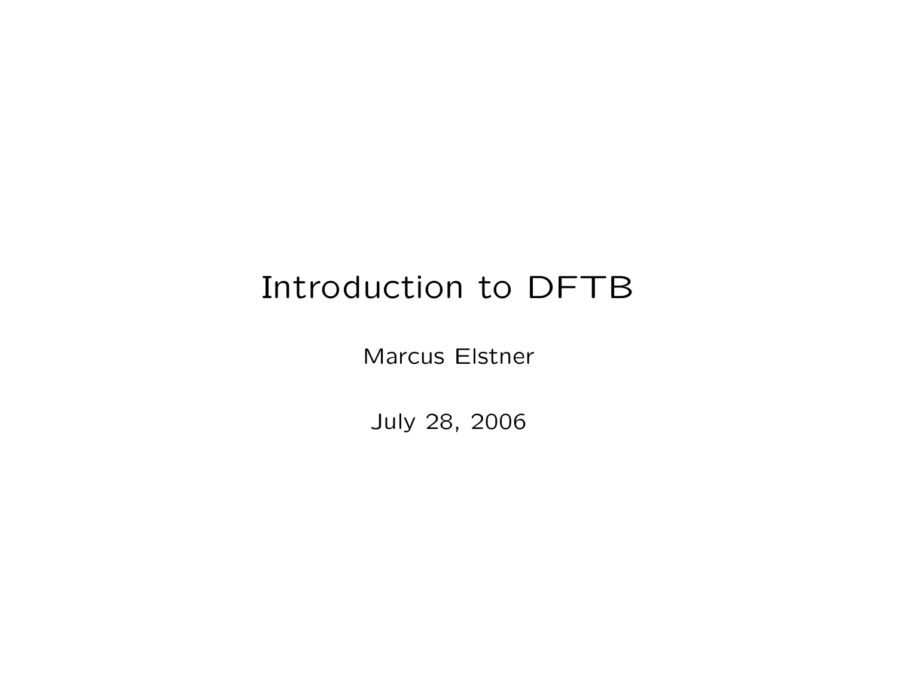# Introduction to DFTB

Marcus Elstner

July 28, 2006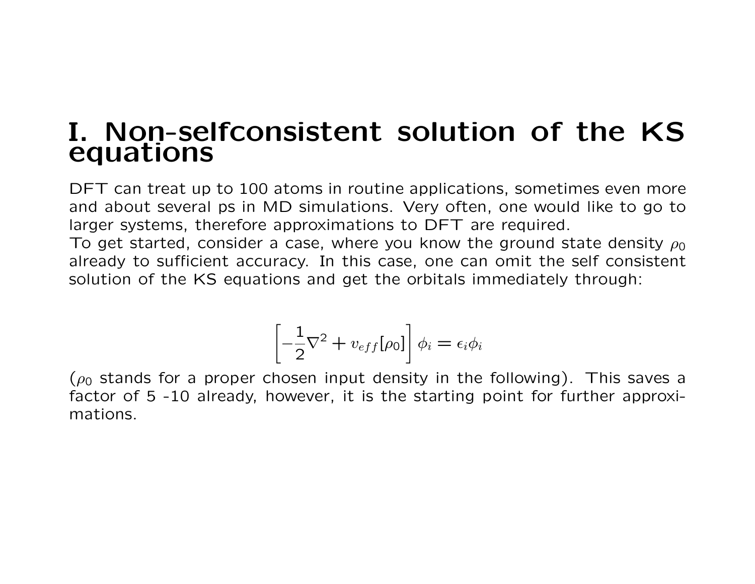# I. Non-selfconsistent solution of the KS equations

DFT can treat up to 100 atoms in routine applications, sometimes even more and about several ps in MD simulations. Very often, one would like to go to larger systems, therefore approximations to DFT are required.
To get started, consider a case, where you know the ground state density $\rho_0$ already to sufficient accuracy. In this case, one can omit the self consistent solution of the KS equations and get the orbitals immediately through:

$$\left[-\frac{1}{2}\nabla^2 + v_{eff}[\rho_0]\right]\phi_i = \epsilon_i \phi_i$$

($\rho_0$ stands for a proper chosen input density in the following). This saves a factor of 5 -10 already, however, it is the starting point for further approximations.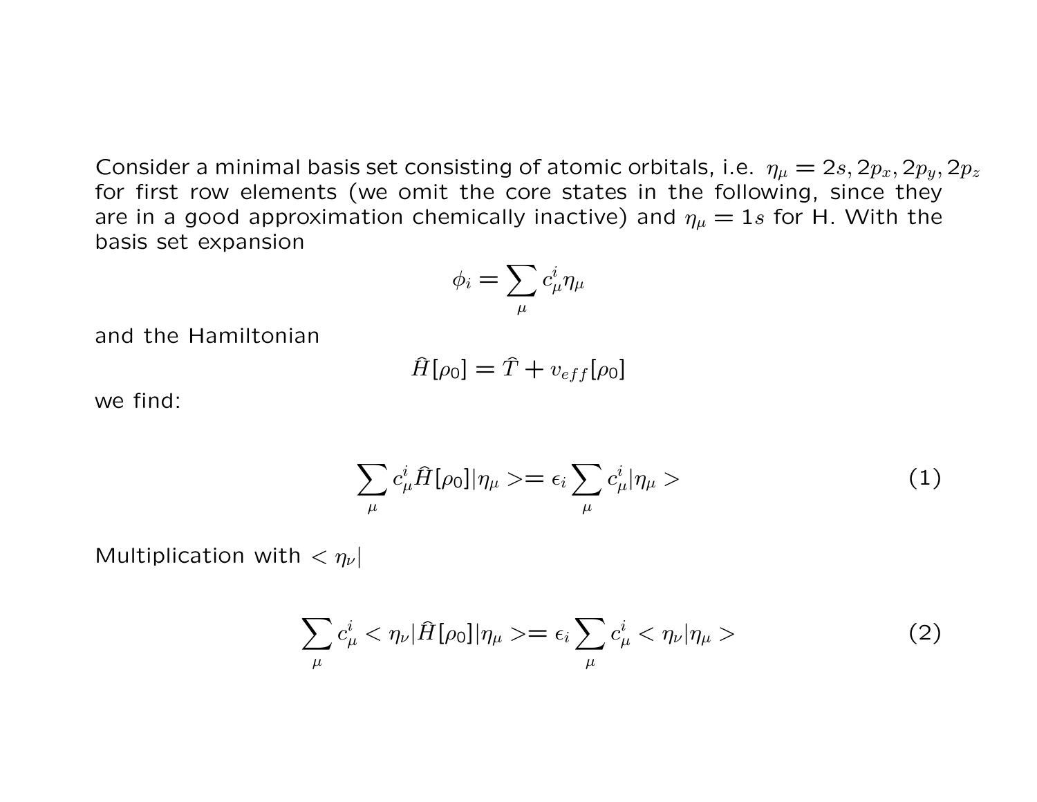Consider a minimal basis set consisting of atomic orbitals, i.e. $\eta_\mu = 2s, 2p_x, 2p_y, 2p_z$ for first row elements (we omit the core states in the following, since they are in a good approximation chemically inactive) and $\eta_\mu = 1s$ for H. With the basis set expansion

$$\phi_i = \sum_\mu c^i_\mu \eta_\mu$$

and the Hamiltonian

$$\hat{H}[\rho_0] = \hat{T} + v_{eff}[\rho_0]$$

we find:

$$\sum_\mu c^i_\mu \hat{H}[\rho_0]|\eta_\mu> = \epsilon_i \sum_\mu c^i_\mu |\eta_\mu> \tag{1}$$

Multiplication with $<\eta_\nu|$

$$\sum_\mu c^i_\mu <\eta_\nu|\hat{H}[\rho_0]|\eta_\mu> = \epsilon_i \sum_\mu c^i_\mu <\eta_\nu|\eta_\mu> \tag{2}$$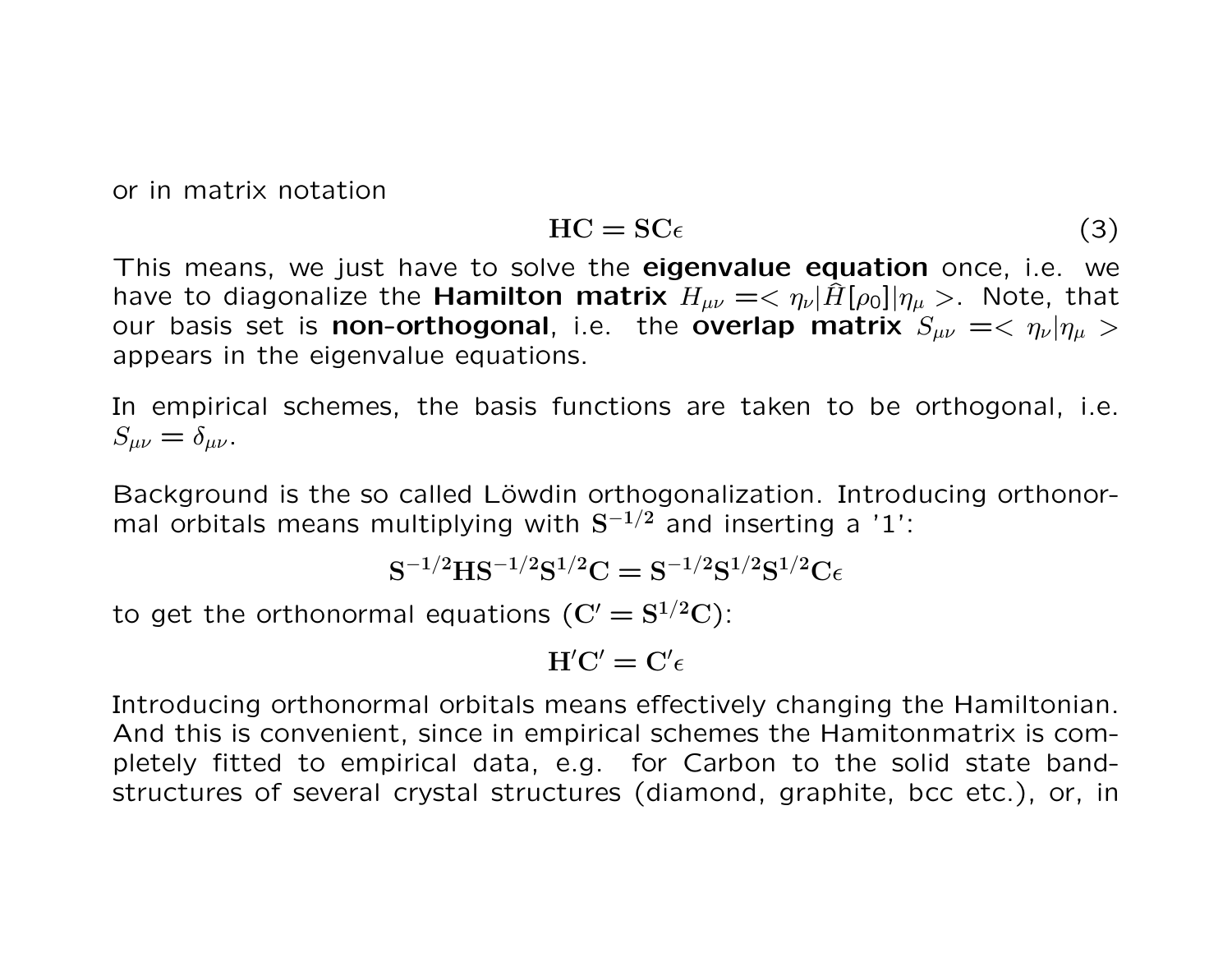or in matrix notation

$$\mathbf{HC} = \mathbf{SC}\epsilon \tag{3}$$

This means, we just have to solve the **eigenvalue equation** once, i.e. we have to diagonalize the **Hamilton matrix** $H_{\mu\nu} =< \eta_\nu|\hat{H}[\rho_0]|\eta_\mu >$. Note, that our basis set is **non-orthogonal**, i.e. the **overlap matrix** $S_{\mu\nu} =< \eta_\nu|\eta_\mu >$ appears in the eigenvalue equations.

In empirical schemes, the basis functions are taken to be orthogonal, i.e. $S_{\mu\nu} = \delta_{\mu\nu}$.

Background is the so called Löwdin orthogonalization. Introducing orthonormal orbitals means multiplying with $\mathbf{S^{-1/2}}$ and inserting a '1':

$$\mathbf{S^{-1/2}HS^{-1/2}S^{1/2}C} = \mathbf{S^{-1/2}S^{1/2}S^{1/2}C}\epsilon$$

to get the orthonormal equations ($\mathbf{C'} = \mathbf{S^{1/2}C}$):

$$\mathbf{H'C'} = \mathbf{C'}\epsilon$$

Introducing orthonormal orbitals means effectively changing the Hamiltonian. And this is convenient, since in empirical schemes the Hamitonmatrix is completely fitted to empirical data, e.g. for Carbon to the solid state bandstructures of several crystal structures (diamond, graphite, bcc etc.), or, in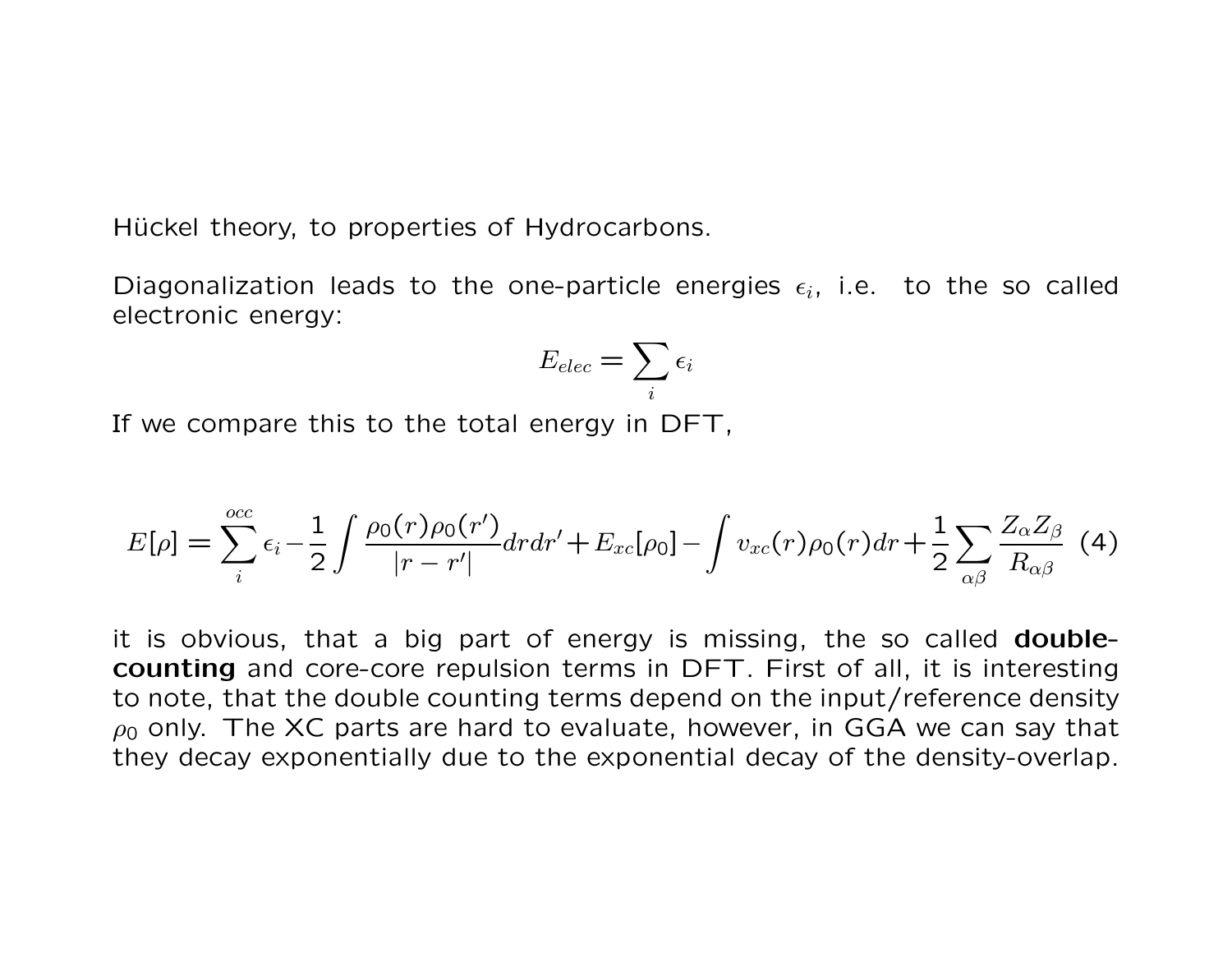Hückel theory, to properties of Hydrocarbons.

Diagonalization leads to the one-particle energies $\epsilon_i$, i.e. to the so called electronic energy:

$$E_{elec} = \sum_i \epsilon_i$$

If we compare this to the total energy in DFT,

$$E[\rho] = \sum_i^{occ} \epsilon_i - \frac{1}{2} \int \frac{\rho_0(r)\rho_0(r')}{|r - r'|} dr dr' + E_{xc}[\rho_0] - \int v_{xc}(r)\rho_0(r) dr + \frac{1}{2} \sum_{\alpha\beta} \frac{Z_\alpha Z_\beta}{R_{\alpha\beta}} \quad (4)$$

it is obvious, that a big part of energy is missing, the so called **double-counting** and core-core repulsion terms in DFT. First of all, it is interesting to note, that the double counting terms depend on the input/reference density $\rho_0$ only. The XC parts are hard to evaluate, however, in GGA we can say that they decay exponentially due to the exponential decay of the density-overlap.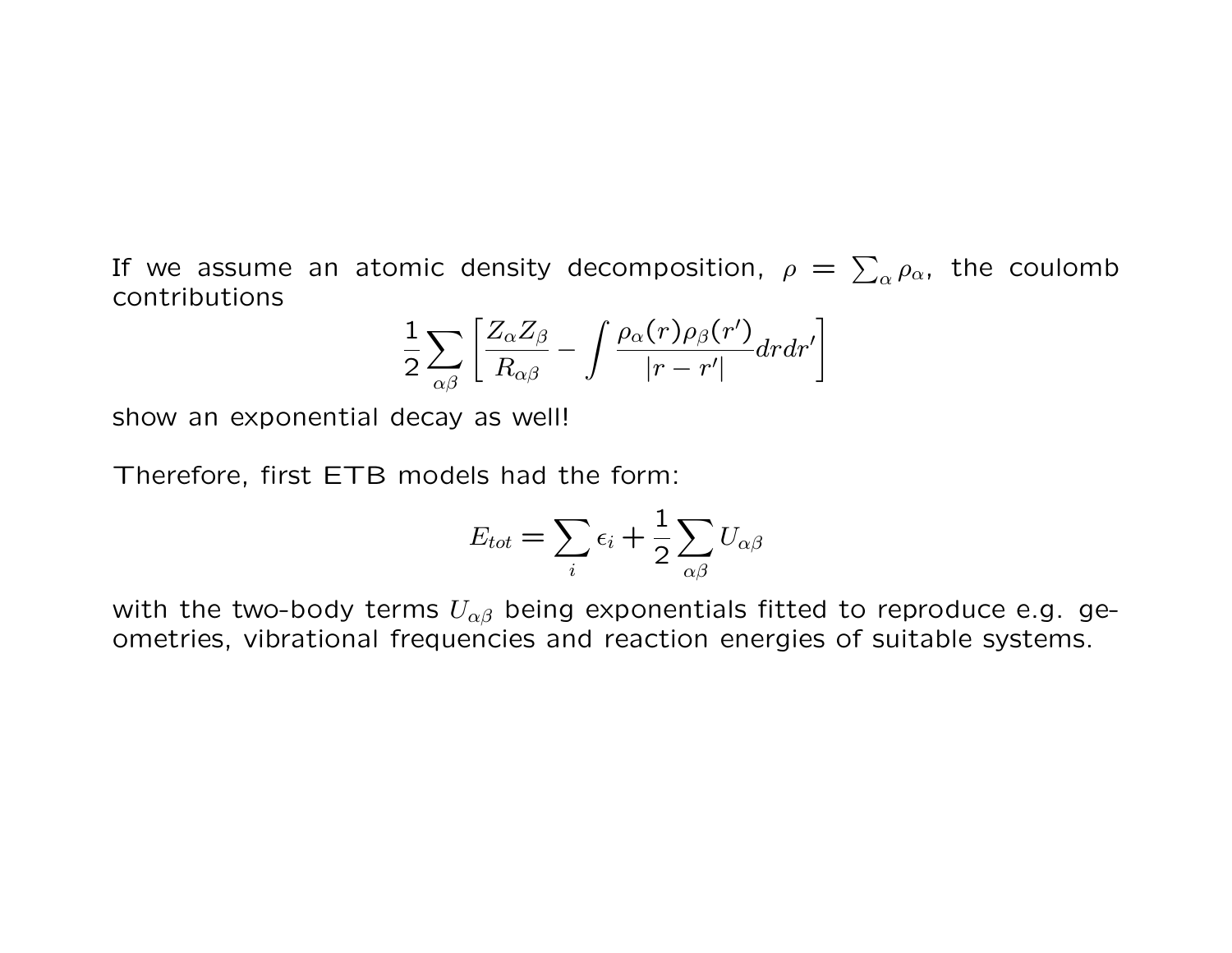If we assume an atomic density decomposition, $\rho = \sum_\alpha \rho_\alpha$, the coulomb contributions

$$\frac{1}{2}\sum_{\alpha\beta}\left[\frac{Z_\alpha Z_\beta}{R_{\alpha\beta}} - \int \frac{\rho_\alpha(r)\rho_\beta(r')}{|r-r'|}drdr'\right]$$

show an exponential decay as well!

Therefore, first ETB models had the form:

$$E_{tot} = \sum_i \epsilon_i + \frac{1}{2}\sum_{\alpha\beta} U_{\alpha\beta}$$

with the two-body terms $U_{\alpha\beta}$ being exponentials fitted to reproduce e.g. geometries, vibrational frequencies and reaction energies of suitable systems.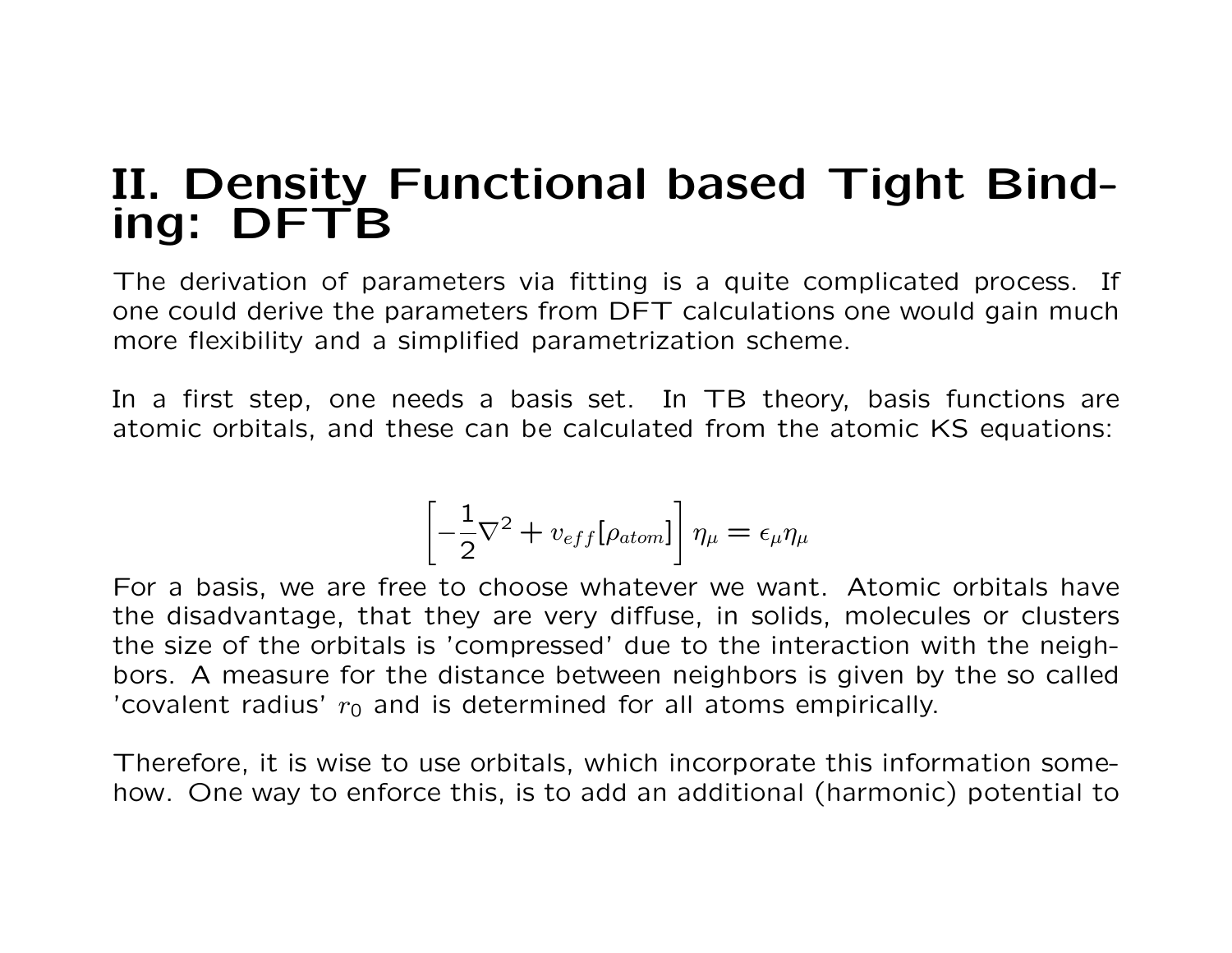# II. Density Functional based Tight Binding: DFTB

The derivation of parameters via fitting is a quite complicated process. If one could derive the parameters from DFT calculations one would gain much more flexibility and a simplified parametrization scheme.

In a first step, one needs a basis set. In TB theory, basis functions are atomic orbitals, and these can be calculated from the atomic KS equations:

$$\left[-\frac{1}{2}\nabla^2 + v_{eff}[\rho_{atom}]\right]\eta_\mu = \epsilon_\mu \eta_\mu$$

For a basis, we are free to choose whatever we want. Atomic orbitals have the disadvantage, that they are very diffuse, in solids, molecules or clusters the size of the orbitals is 'compressed' due to the interaction with the neighbors. A measure for the distance between neighbors is given by the so called 'covalent radius' $r_0$ and is determined for all atoms empirically.

Therefore, it is wise to use orbitals, which incorporate this information somehow. One way to enforce this, is to add an additional (harmonic) potential to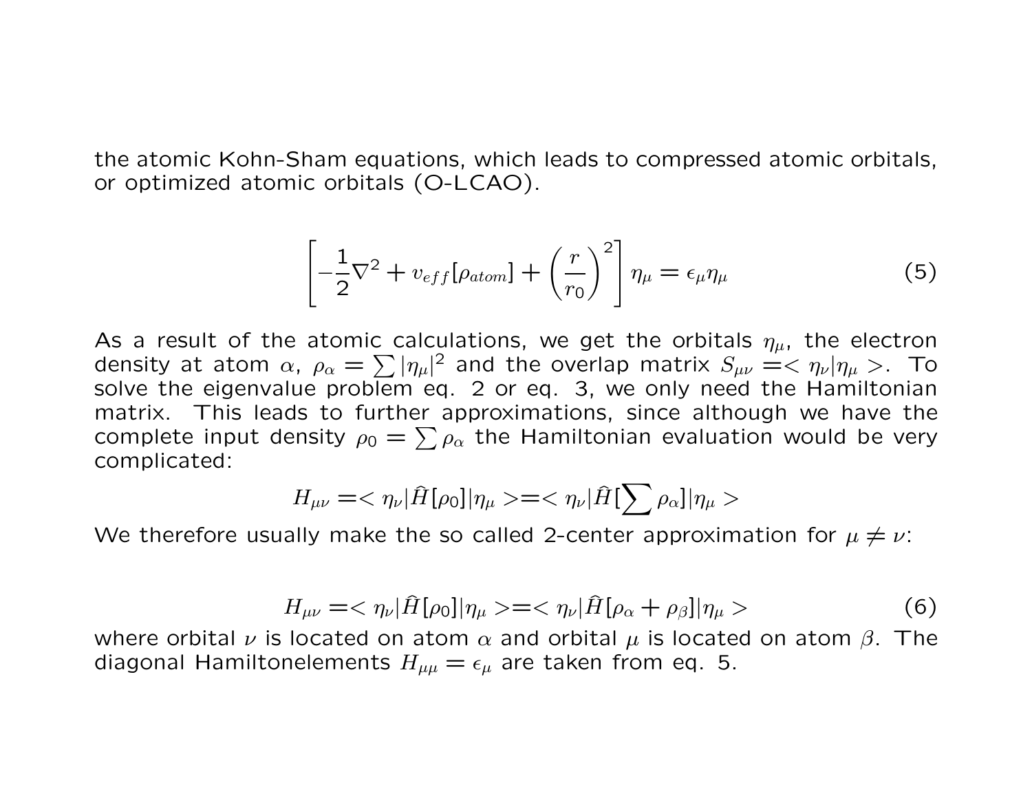the atomic Kohn-Sham equations, which leads to compressed atomic orbitals, or optimized atomic orbitals (O-LCAO).

$$\left[-\frac{1}{2}\nabla^2 + v_{eff}[\rho_{atom}] + \left(\frac{r}{r_0}\right)^2\right]\eta_\mu = \epsilon_\mu \eta_\mu \tag{5}$$

As a result of the atomic calculations, we get the orbitals $\eta_\mu$, the electron density at atom $\alpha$, $\rho_\alpha = \sum |\eta_\mu|^2$ and the overlap matrix $S_{\mu\nu} = <\eta_\nu|\eta_\mu>$. To solve the eigenvalue problem eq. 2 or eq. 3, we only need the Hamiltonian matrix. This leads to further approximations, since although we have the complete input density $\rho_0 = \sum \rho_\alpha$ the Hamiltonian evaluation would be very complicated:

$$H_{\mu\nu} = <\eta_\nu|\hat{H}[\rho_0]|\eta_\mu> = <\eta_\nu|\hat{H}[\sum \rho_\alpha]|\eta_\mu>$$

We therefore usually make the so called 2-center approximation for $\mu \neq \nu$:

$$H_{\mu\nu} = <\eta_\nu|\hat{H}[\rho_0]|\eta_\mu> = <\eta_\nu|\hat{H}[\rho_\alpha + \rho_\beta]|\eta_\mu> \tag{6}$$

where orbital $\nu$ is located on atom $\alpha$ and orbital $\mu$ is located on atom $\beta$. The diagonal Hamiltonelements $H_{\mu\mu} = \epsilon_\mu$ are taken from eq. 5.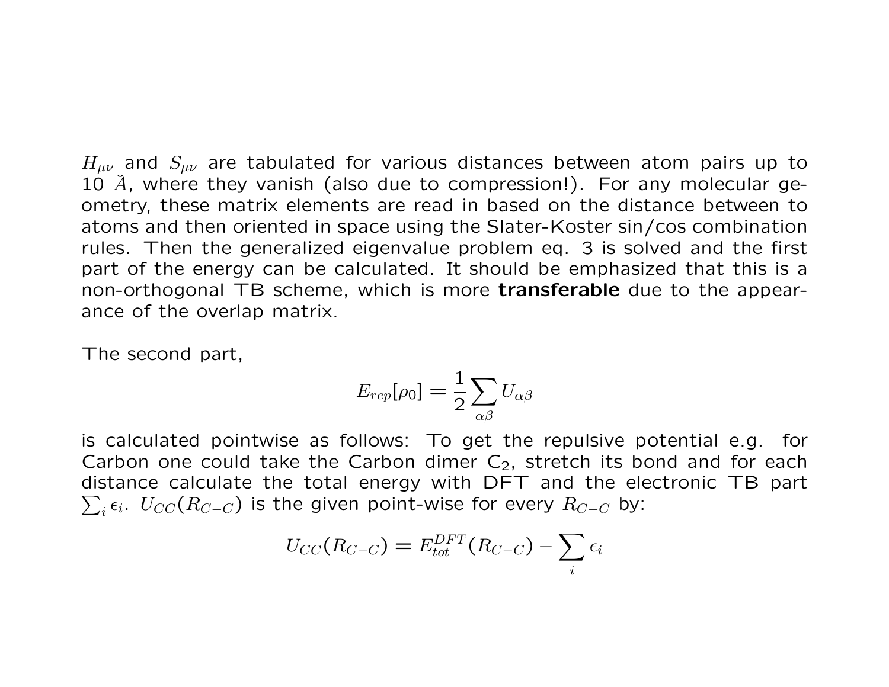$H_{\mu\nu}$ and $S_{\mu\nu}$ are tabulated for various distances between atom pairs up to 10 $\AA$, where they vanish (also due to compression!). For any molecular geometry, these matrix elements are read in based on the distance between to atoms and then oriented in space using the Slater-Koster sin/cos combination rules. Then the generalized eigenvalue problem eq. 3 is solved and the first part of the energy can be calculated. It should be emphasized that this is a non-orthogonal TB scheme, which is more **transferable** due to the appearance of the overlap matrix.

The second part,

$$E_{rep}[\rho_0] = \frac{1}{2}\sum_{\alpha\beta} U_{\alpha\beta}$$

is calculated pointwise as follows: To get the repulsive potential e.g. for Carbon one could take the Carbon dimer $C_2$, stretch its bond and for each distance calculate the total energy with DFT and the electronic TB part $\sum_i \epsilon_i$. $U_{CC}(R_{C-C})$ is the given point-wise for every $R_{C-C}$ by:

$$U_{CC}(R_{C-C}) = E_{tot}^{DFT}(R_{C-C}) - \sum_i \epsilon_i$$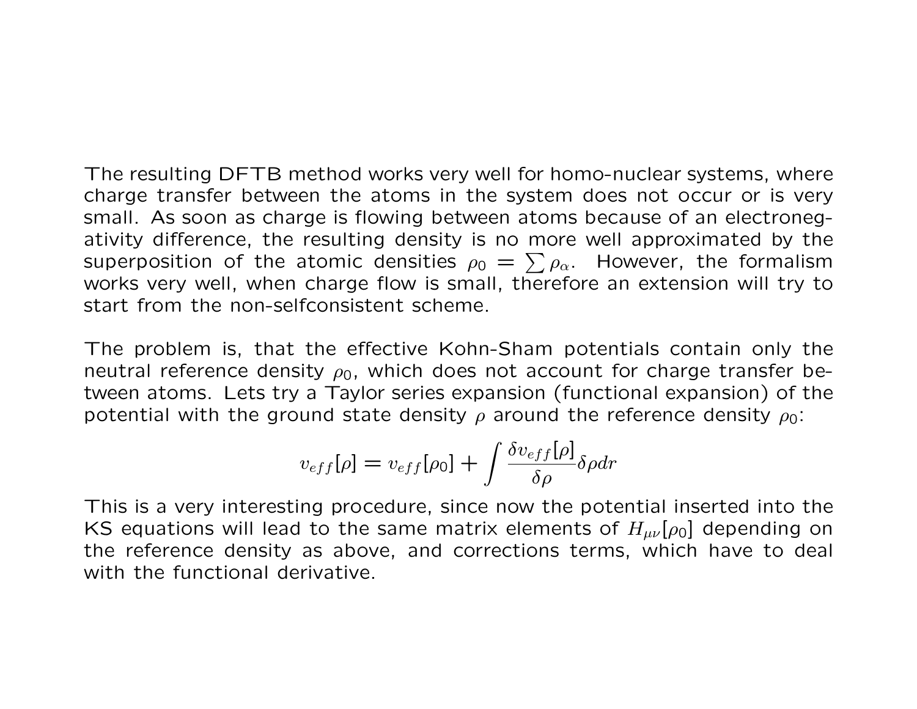The resulting DFTB method works very well for homo-nuclear systems, where charge transfer between the atoms in the system does not occur or is very small. As soon as charge is flowing between atoms because of an electronegativity difference, the resulting density is no more well approximated by the superposition of the atomic densities $\rho_0 = \sum \rho_\alpha$. However, the formalism works very well, when charge flow is small, therefore an extension will try to start from the non-selfconsistent scheme.

The problem is, that the effective Kohn-Sham potentials contain only the neutral reference density $\rho_0$, which does not account for charge transfer between atoms. Lets try a Taylor series expansion (functional expansion) of the potential with the ground state density $\rho$ around the reference density $\rho_0$:

$$v_{eff}[\rho] = v_{eff}[\rho_0] + \int \frac{\delta v_{eff}[\rho]}{\delta \rho} \delta \rho dr$$

This is a very interesting procedure, since now the potential inserted into the KS equations will lead to the same matrix elements of $H_{\mu\nu}[\rho_0]$ depending on the reference density as above, and corrections terms, which have to deal with the functional derivative.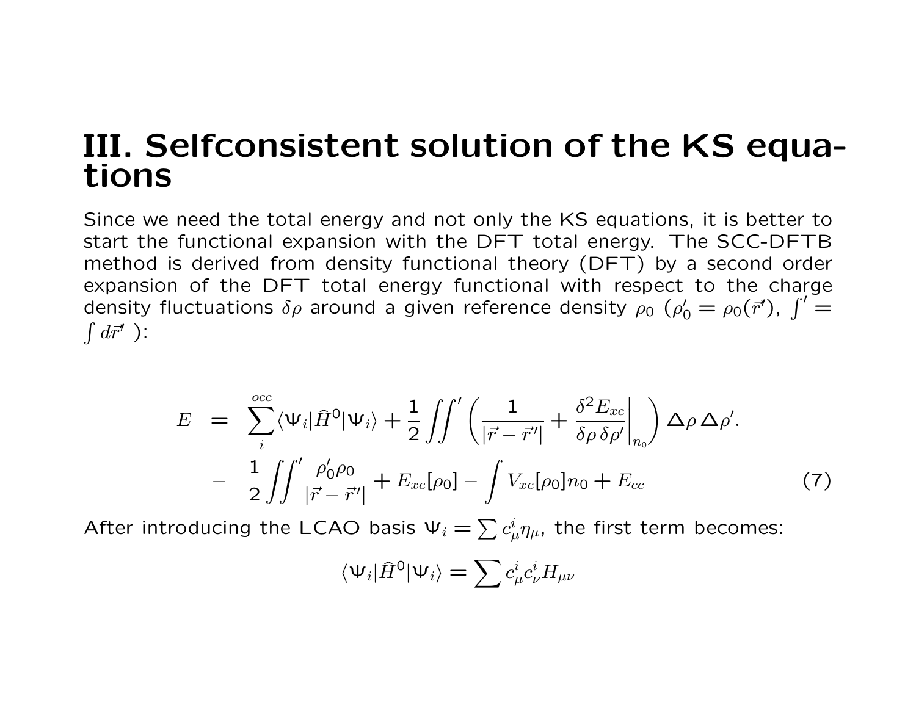# III. Selfconsistent solution of the KS equations

Since we need the total energy and not only the KS equations, it is better to start the functional expansion with the DFT total energy. The SCC-DFTB method is derived from density functional theory (DFT) by a second order expansion of the DFT total energy functional with respect to the charge density fluctuations $\delta\rho$ around a given reference density $\rho_0$ ($\rho_0' = \rho_0(\vec{r}')$, $\int' = \int d\vec{r}'$ ):

$$
\begin{aligned}
E &= \sum_i^{occ} \langle \Psi_i | \hat{H}^0 | \Psi_i \rangle + \frac{1}{2} \iint' \left( \frac{1}{|\vec{r} - \vec{r}'|} + \left. \frac{\delta^2 E_{xc}}{\delta\rho\, \delta\rho'} \right|_{n_0} \right) \Delta\rho\, \Delta\rho'. \\
&- \frac{1}{2} \iint' \frac{\rho_0' \rho_0}{|\vec{r} - \vec{r}'|} + E_{xc}[\rho_0] - \int V_{xc}[\rho_0] n_0 + E_{cc} \qquad (7)
\end{aligned}
$$

After introducing the LCAO basis $\Psi_i = \sum c_\mu^i \eta_\mu$, the first term becomes:

$$
\langle \Psi_i | \hat{H}^0 | \Psi_i \rangle = \sum c_\mu^i c_\nu^i H_{\mu\nu}
$$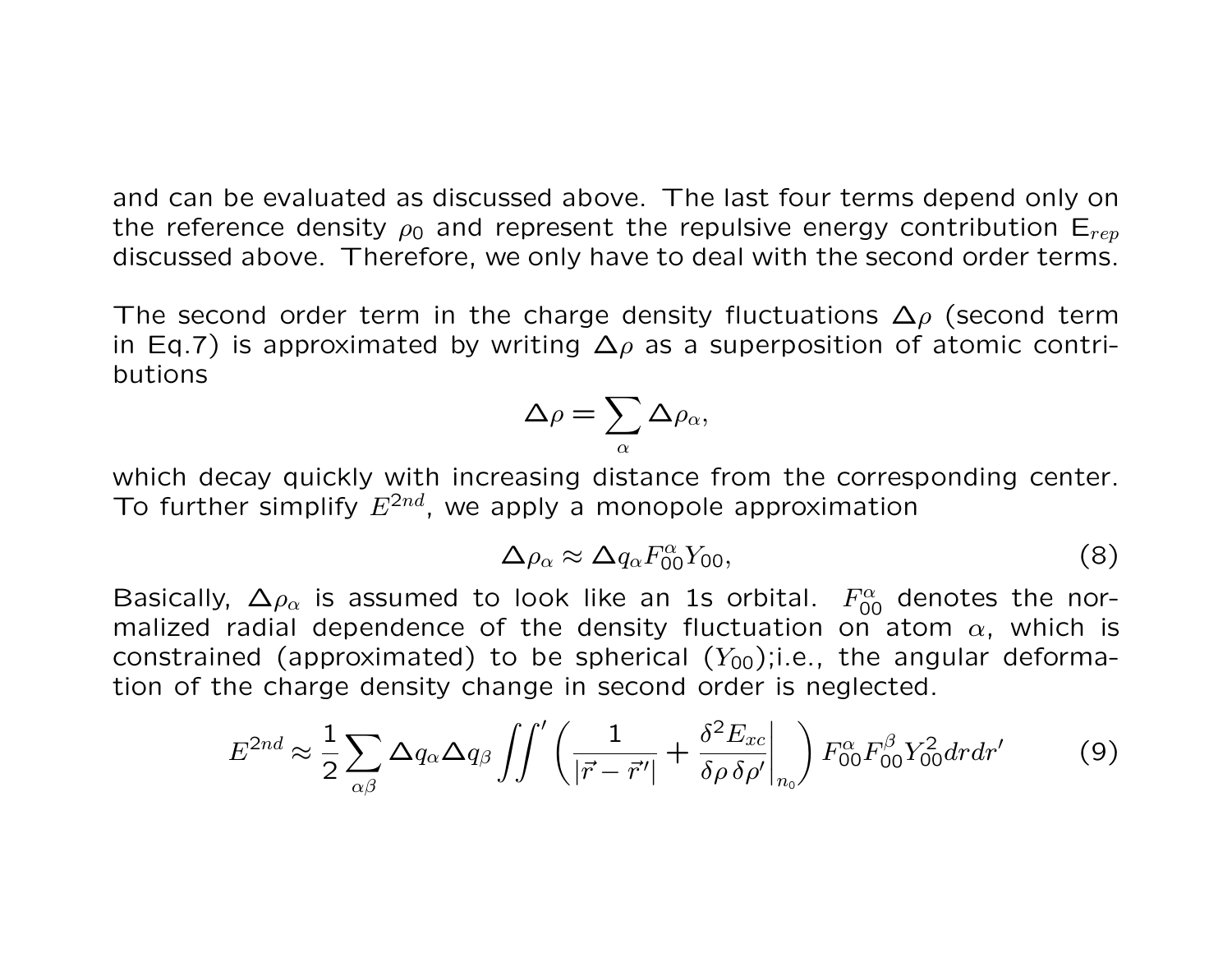and can be evaluated as discussed above. The last four terms depend only on the reference density $\rho_0$ and represent the repulsive energy contribution $E_{rep}$ discussed above. Therefore, we only have to deal with the second order terms.

The second order term in the charge density fluctuations $\Delta\rho$ (second term in Eq.7) is approximated by writing $\Delta\rho$ as a superposition of atomic contributions

$$\Delta\rho = \sum_{\alpha} \Delta\rho_{\alpha},$$

which decay quickly with increasing distance from the corresponding center. To further simplify $E^{2nd}$, we apply a monopole approximation

$$\Delta\rho_{\alpha} \approx \Delta q_{\alpha} F_{00}^{\alpha} Y_{00}, \tag{8}$$

Basically, $\Delta\rho_{\alpha}$ is assumed to look like an 1s orbital. $F_{00}^{\alpha}$ denotes the normalized radial dependence of the density fluctuation on atom $\alpha$, which is constrained (approximated) to be spherical ($Y_{00}$);i.e., the angular deformation of the charge density change in second order is neglected.

$$E^{2nd} \approx \frac{1}{2} \sum_{\alpha\beta} \Delta q_{\alpha} \Delta q_{\beta} \iint' \left( \frac{1}{|\vec{r} - \vec{r}'|} + \left. \frac{\delta^2 E_{xc}}{\delta\rho\, \delta\rho'} \right|_{n_0} \right) F_{00}^{\alpha} F_{00}^{\beta} Y_{00}^2 dr dr' \tag{9}$$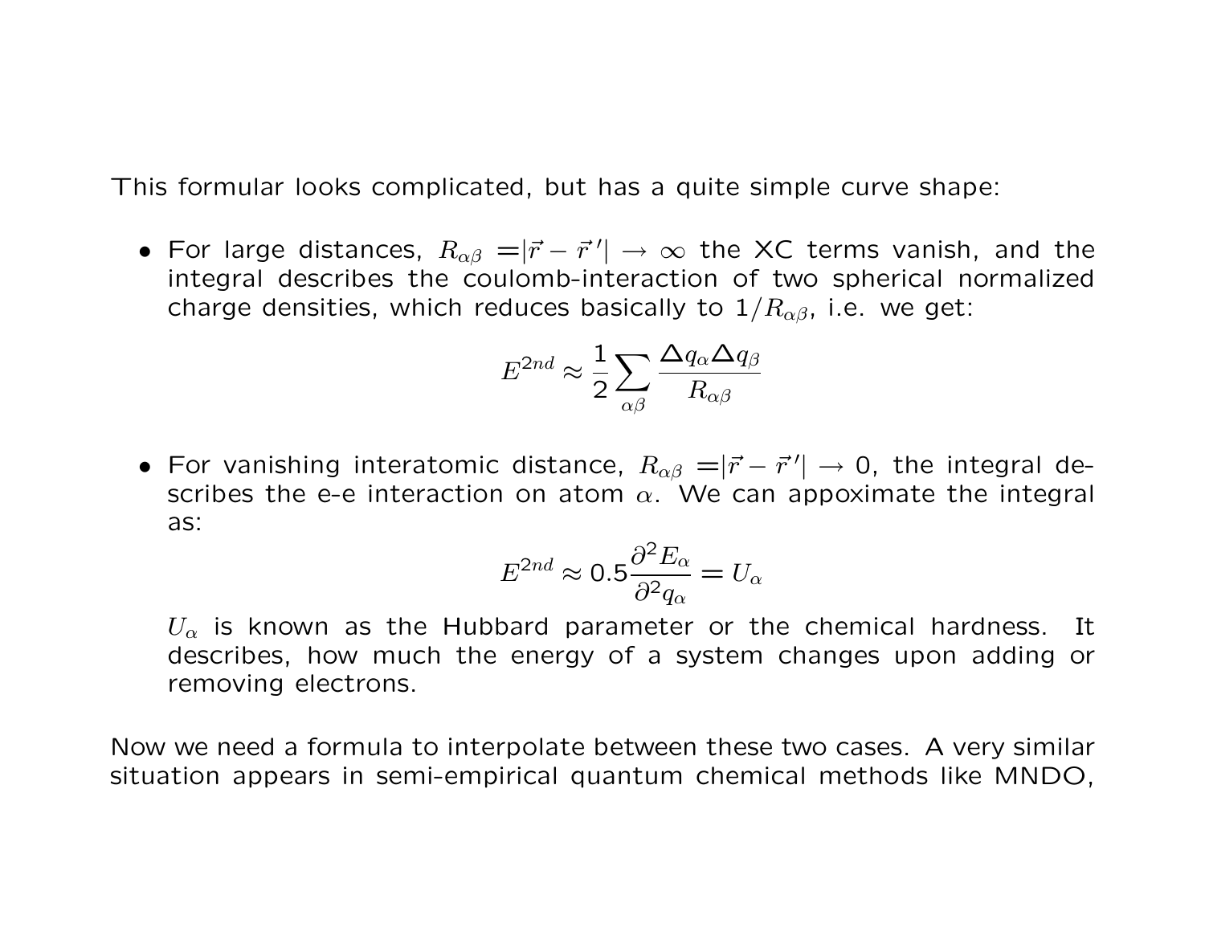This formular looks complicated, but has a quite simple curve shape:

- For large distances, $R_{\alpha\beta} = |\vec{r} - \vec{r}\,'| \to \infty$ the XC terms vanish, and the integral describes the coulomb-interaction of two spherical normalized charge densities, which reduces basically to $1/R_{\alpha\beta}$, i.e. we get:

$$E^{2nd} \approx \frac{1}{2} \sum_{\alpha\beta} \frac{\Delta q_\alpha \Delta q_\beta}{R_{\alpha\beta}}$$

- For vanishing interatomic distance, $R_{\alpha\beta} = |\vec{r} - \vec{r}\,'| \to 0$, the integral describes the e-e interaction on atom $\alpha$. We can appoximate the integral as:

$$E^{2nd} \approx 0.5 \frac{\partial^2 E_\alpha}{\partial^2 q_\alpha} = U_\alpha$$

  $U_\alpha$ is known as the Hubbard parameter or the chemical hardness. It describes, how much the energy of a system changes upon adding or removing electrons.

Now we need a formula to interpolate between these two cases. A very similar situation appears in semi-empirical quantum chemical methods like MNDO,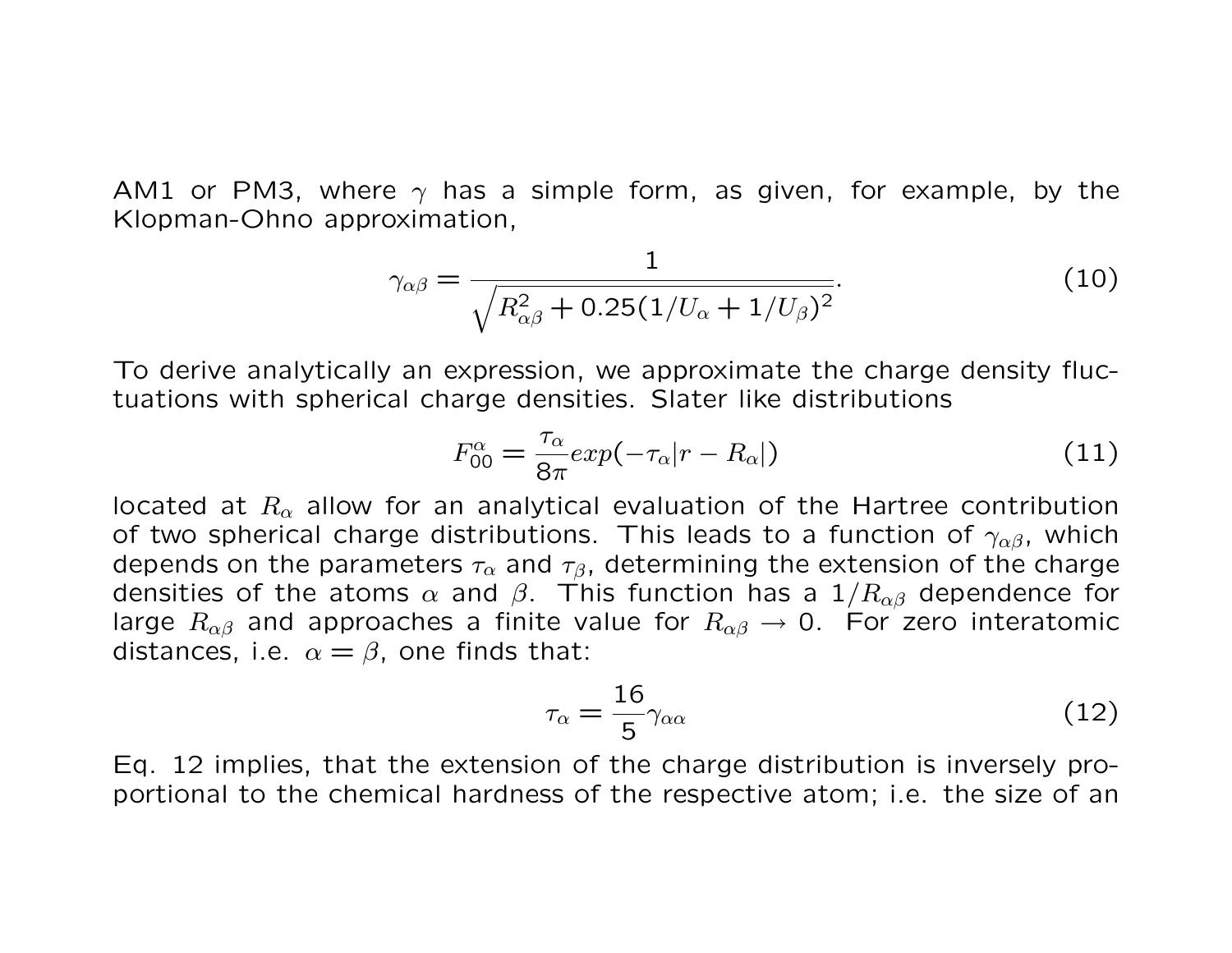AM1 or PM3, where $\gamma$ has a simple form, as given, for example, by the Klopman-Ohno approximation,

$$\gamma_{\alpha\beta} = \frac{1}{\sqrt{R_{\alpha\beta}^2 + 0.25(1/U_\alpha + 1/U_\beta)^2}}. \tag{10}$$

To derive analytically an expression, we approximate the charge density fluctuations with spherical charge densities. Slater like distributions

$$F_{00}^{\alpha} = \frac{\tau_\alpha}{8\pi} exp(-\tau_\alpha |r - R_\alpha|) \tag{11}$$

located at $R_\alpha$ allow for an analytical evaluation of the Hartree contribution of two spherical charge distributions. This leads to a function of $\gamma_{\alpha\beta}$, which depends on the parameters $\tau_\alpha$ and $\tau_\beta$, determining the extension of the charge densities of the atoms $\alpha$ and $\beta$. This function has a $1/R_{\alpha\beta}$ dependence for large $R_{\alpha\beta}$ and approaches a finite value for $R_{\alpha\beta} \rightarrow 0$. For zero interatomic distances, i.e. $\alpha = \beta$, one finds that:

$$\tau_\alpha = \frac{16}{5}\gamma_{\alpha\alpha} \tag{12}$$

Eq. 12 implies, that the extension of the charge distribution is inversely proportional to the chemical hardness of the respective atom; i.e. the size of an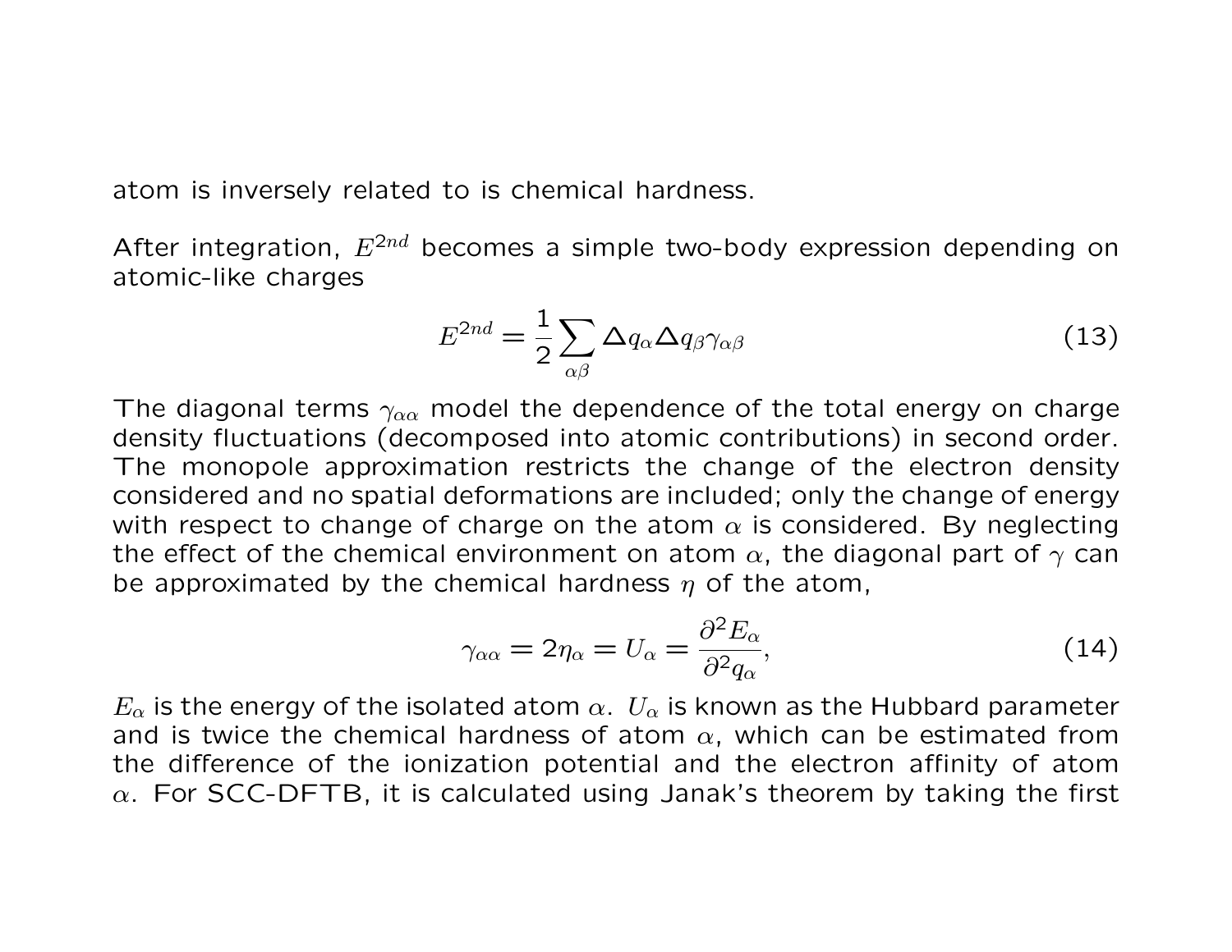atom is inversely related to is chemical hardness.

After integration, $E^{2nd}$ becomes a simple two-body expression depending on atomic-like charges

$$E^{2nd} = \frac{1}{2} \sum_{\alpha\beta} \Delta q_{\alpha} \Delta q_{\beta} \gamma_{\alpha\beta} \tag{13}$$

The diagonal terms $\gamma_{\alpha\alpha}$ model the dependence of the total energy on charge density fluctuations (decomposed into atomic contributions) in second order. The monopole approximation restricts the change of the electron density considered and no spatial deformations are included; only the change of energy with respect to change of charge on the atom $\alpha$ is considered. By neglecting the effect of the chemical environment on atom $\alpha$, the diagonal part of $\gamma$ can be approximated by the chemical hardness $\eta$ of the atom,

$$\gamma_{\alpha\alpha} = 2\eta_{\alpha} = U_{\alpha} = \frac{\partial^2 E_{\alpha}}{\partial^2 q_{\alpha}}, \tag{14}$$

$E_{\alpha}$ is the energy of the isolated atom $\alpha$. $U_{\alpha}$ is known as the Hubbard parameter and is twice the chemical hardness of atom $\alpha$, which can be estimated from the difference of the ionization potential and the electron affinity of atom $\alpha$. For SCC-DFTB, it is calculated using Janak's theorem by taking the first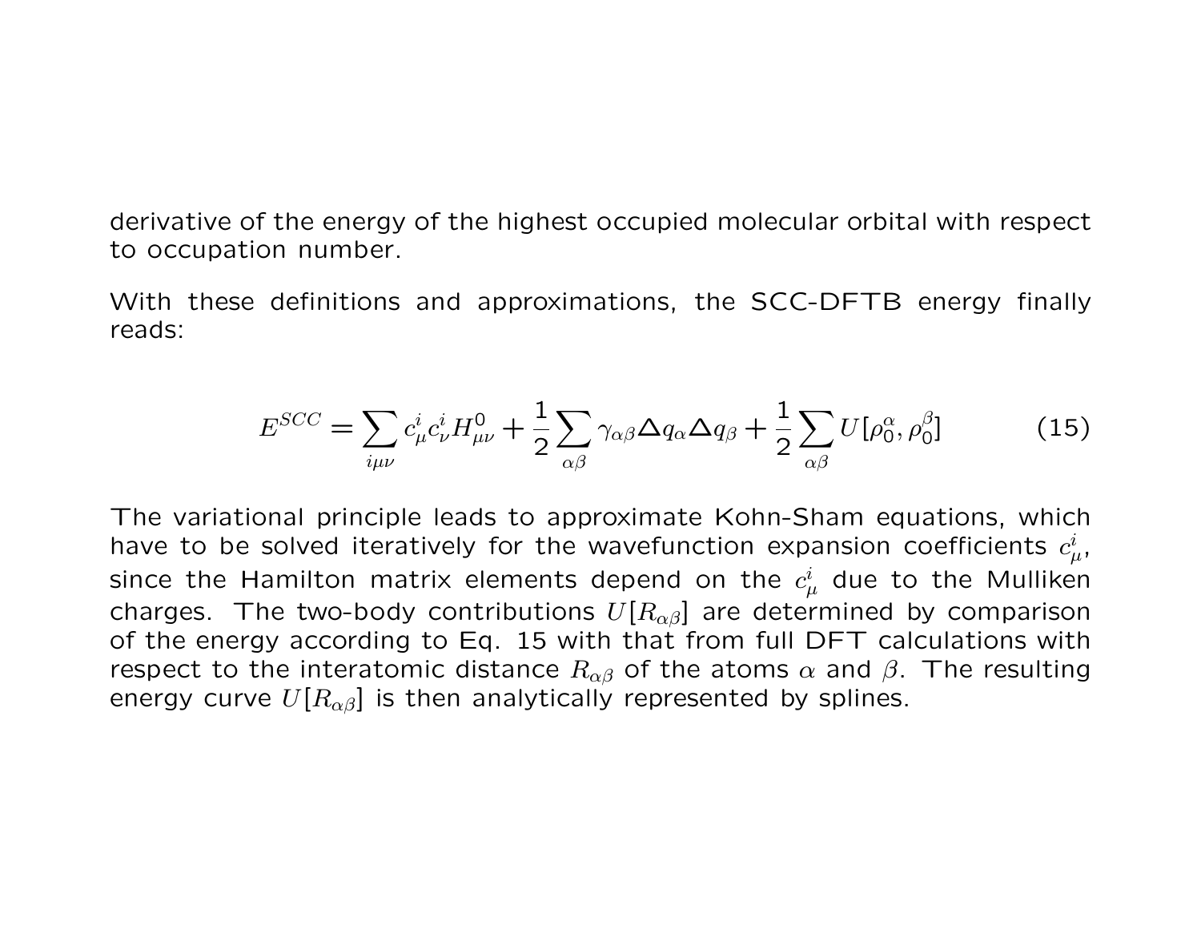derivative of the energy of the highest occupied molecular orbital with respect to occupation number.

With these definitions and approximations, the SCC-DFTB energy finally reads:

$$E^{SCC} = \sum_{i\mu\nu} c_\mu^i c_\nu^i H_{\mu\nu}^0 + \frac{1}{2}\sum_{\alpha\beta} \gamma_{\alpha\beta} \Delta q_\alpha \Delta q_\beta + \frac{1}{2}\sum_{\alpha\beta} U[\rho_0^\alpha, \rho_0^\beta] \tag{15}$$

The variational principle leads to approximate Kohn-Sham equations, which have to be solved iteratively for the wavefunction expansion coefficients $c_\mu^i$, since the Hamilton matrix elements depend on the $c_\mu^i$ due to the Mulliken charges. The two-body contributions $U[R_{\alpha\beta}]$ are determined by comparison of the energy according to Eq. 15 with that from full DFT calculations with respect to the interatomic distance $R_{\alpha\beta}$ of the atoms $\alpha$ and $\beta$. The resulting energy curve $U[R_{\alpha\beta}]$ is then analytically represented by splines.